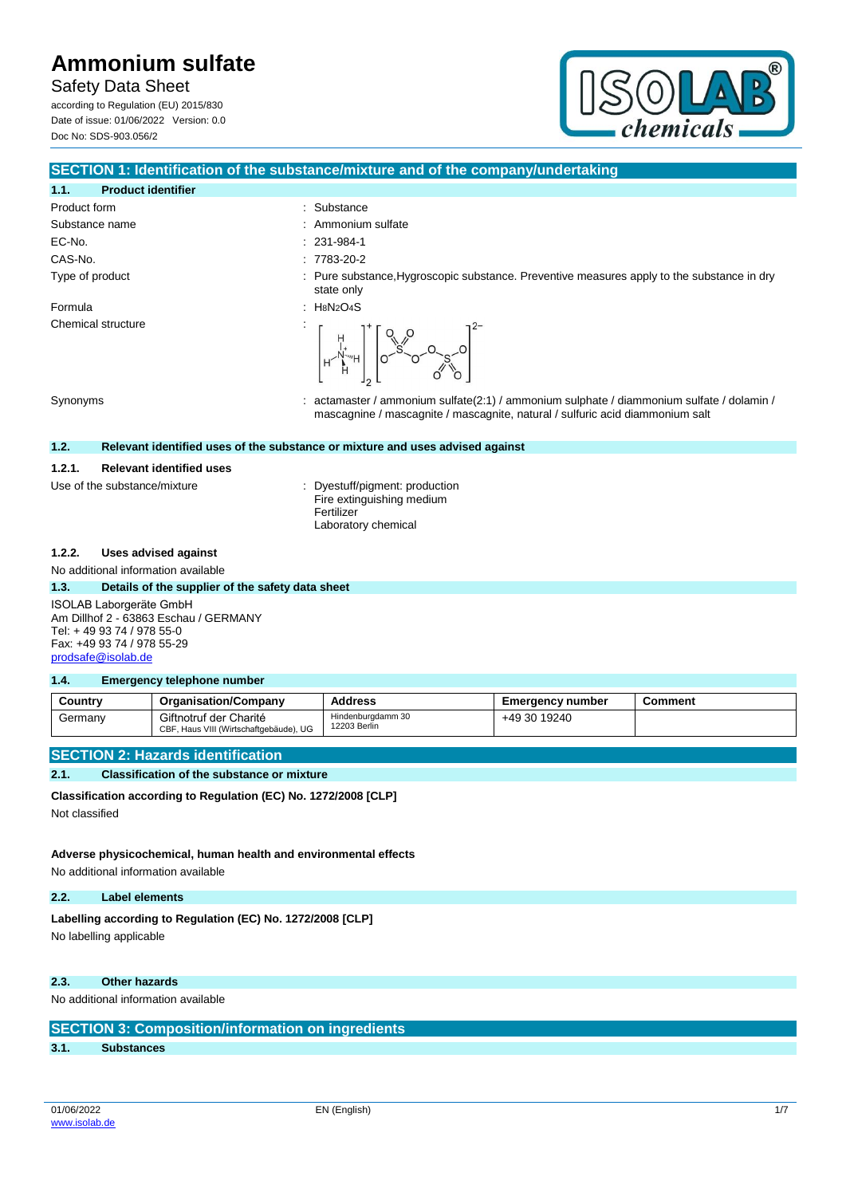# Ammonium sulfate

Safety Data Sheet

according to Regulation (EU) 2015/830
Date of issue: 01/06/2022 Version: 0.0
Doc No: SDS-903.056/2

## SECTION 1: Identification of the substance/mixture and of the company/undertaking

### 1.1. Product identifier

| | |
|---|---|
| Product form | : Substance |
| Substance name | : Ammonium sulfate |
| EC-No. | : 231-984-1 |
| CAS-No. | : 7783-20-2 |
| Type of product | : Pure substance,Hygroscopic substance. Preventive measures apply to the substance in dry state only |
| Formula | : $H_8N_2O_4S$ |
| Chemical structure | : |
| Synonyms | : actamaster / ammonium sulfate(2:1) / ammonium sulphate / diammonium sulfate / dolamin / mascagnine / mascagnite / mascagnite, natural / sulfuric acid diammonium salt |

### 1.2. Relevant identified uses of the substance or mixture and uses advised against

#### 1.2.1. Relevant identified uses

Use of the substance/mixture : Dyestuff/pigment: production
Fire extinguishing medium
Fertilizer
Laboratory chemical

#### 1.2.2. Uses advised against

No additional information available

### 1.3. Details of the supplier of the safety data sheet

ISOLAB Laborgeräte GmbH
Am Dillhof 2 - 63863 Eschau / GERMANY
Tel: + 49 93 74 / 978 55-0
Fax: +49 93 74 / 978 55-29
prodsafe@isolab.de

### 1.4. Emergency telephone number

| Country | Organisation/Company | Address | Emergency number | Comment |
|---|---|---|---|---|
| Germany | Giftnotruf der Charité CBF, Haus VIII (Wirtschaftgebäude), UG | Hindenburgdamm 30 12203 Berlin | +49 30 19240 | |

## SECTION 2: Hazards identification

### 2.1. Classification of the substance or mixture

**Classification according to Regulation (EC) No. 1272/2008 [CLP]**

Not classified

**Adverse physicochemical, human health and environmental effects**

No additional information available

### 2.2. Label elements

**Labelling according to Regulation (EC) No. 1272/2008 [CLP]**

No labelling applicable

### 2.3. Other hazards

No additional information available

## SECTION 3: Composition/information on ingredients

### 3.1. Substances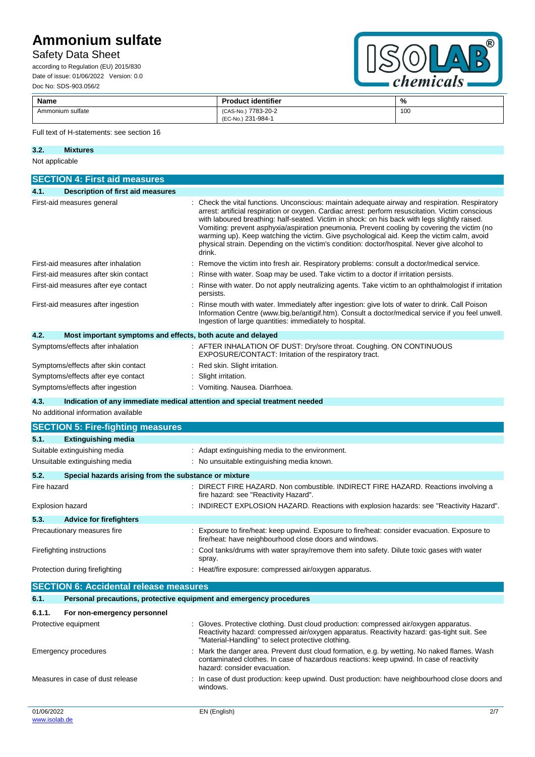| Name | Product identifier | % |
|---|---|---|
| Ammonium sulfate | (CAS-No.) 7783-20-2<br>(EC-No.) 231-984-1 | 100 |

Full text of H-statements: see section 16

### 3.2. Mixtures

Not applicable

## SECTION 4: First aid measures

### 4.1. Description of first aid measures

| | |
|---|---|
| First-aid measures general | : Check the vital functions. Unconscious: maintain adequate airway and respiration. Respiratory arrest: artificial respiration or oxygen. Cardiac arrest: perform resuscitation. Victim conscious with laboured breathing: half-seated. Victim in shock: on his back with legs slightly raised. Vomiting: prevent asphyxia/aspiration pneumonia. Prevent cooling by covering the victim (no warming up). Keep watching the victim. Give psychological aid. Keep the victim calm, avoid physical strain. Depending on the victim's condition: doctor/hospital. Never give alcohol to drink. |
| First-aid measures after inhalation | : Remove the victim into fresh air. Respiratory problems: consult a doctor/medical service. |
| First-aid measures after skin contact | : Rinse with water. Soap may be used. Take victim to a doctor if irritation persists. |
| First-aid measures after eye contact | : Rinse with water. Do not apply neutralizing agents. Take victim to an ophthalmologist if irritation persists. |
| First-aid measures after ingestion | : Rinse mouth with water. Immediately after ingestion: give lots of water to drink. Call Poison Information Centre (www.big.be/antigif.htm). Consult a doctor/medical service if you feel unwell. Ingestion of large quantities: immediately to hospital. |

### 4.2. Most important symptoms and effects, both acute and delayed

| | |
|---|---|
| Symptoms/effects after inhalation | : AFTER INHALATION OF DUST: Dry/sore throat. Coughing. ON CONTINUOUS EXPOSURE/CONTACT: Irritation of the respiratory tract. |
| Symptoms/effects after skin contact | : Red skin. Slight irritation. |
| Symptoms/effects after eye contact | : Slight irritation. |
| Symptoms/effects after ingestion | : Vomiting. Nausea. Diarrhoea. |

### 4.3. Indication of any immediate medical attention and special treatment needed

No additional information available

## SECTION 5: Fire-fighting measures

### 5.1. Extinguishing media

| | |
|---|---|
| Suitable extinguishing media | : Adapt extinguishing media to the environment. |
| Unsuitable extinguishing media | : No unsuitable extinguishing media known. |

### 5.2. Special hazards arising from the substance or mixture

| | |
|---|---|
| Fire hazard | : DIRECT FIRE HAZARD. Non combustible. INDIRECT FIRE HAZARD. Reactions involving a fire hazard: see "Reactivity Hazard". |
| Explosion hazard | : INDIRECT EXPLOSION HAZARD. Reactions with explosion hazards: see "Reactivity Hazard". |

### 5.3. Advice for firefighters

| | |
|---|---|
| Precautionary measures fire | : Exposure to fire/heat: keep upwind. Exposure to fire/heat: consider evacuation. Exposure to fire/heat: have neighbourhood close doors and windows. |
| Firefighting instructions | : Cool tanks/drums with water spray/remove them into safety. Dilute toxic gases with water spray. |
| Protection during firefighting | : Heat/fire exposure: compressed air/oxygen apparatus. |

## SECTION 6: Accidental release measures

### 6.1. Personal precautions, protective equipment and emergency procedures

#### 6.1.1. For non-emergency personnel

| | |
|---|---|
| Protective equipment | : Gloves. Protective clothing. Dust cloud production: compressed air/oxygen apparatus. Reactivity hazard: compressed air/oxygen apparatus. Reactivity hazard: gas-tight suit. See "Material-Handling" to select protective clothing. |
| Emergency procedures | : Mark the danger area. Prevent dust cloud formation, e.g. by wetting. No naked flames. Wash contaminated clothes. In case of hazardous reactions: keep upwind. In case of reactivity hazard: consider evacuation. |
| Measures in case of dust release | : In case of dust production: keep upwind. Dust production: have neighbourhood close doors and windows. |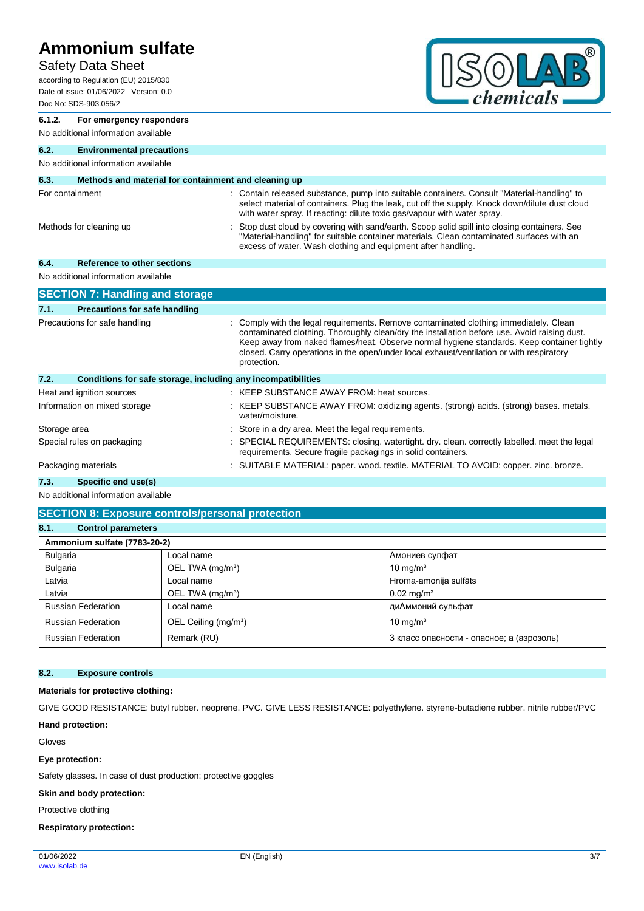#### 6.1.2. For emergency responders

No additional information available

### 6.2. Environmental precautions

No additional information available

### 6.3. Methods and material for containment and cleaning up

| | |
|---|---|
| For containment | : Contain released substance, pump into suitable containers. Consult "Material-handling" to select material of containers. Plug the leak, cut off the supply. Knock down/dilute dust cloud with water spray. If reacting: dilute toxic gas/vapour with water spray. |
| Methods for cleaning up | : Stop dust cloud by covering with sand/earth. Scoop solid spill into closing containers. See "Material-handling" for suitable container materials. Clean contaminated surfaces with an excess of water. Wash clothing and equipment after handling. |

### 6.4. Reference to other sections

No additional information available

## SECTION 7: Handling and storage

### 7.1. Precautions for safe handling

| | |
|---|---|
| Precautions for safe handling | : Comply with the legal requirements. Remove contaminated clothing immediately. Clean contaminated clothing. Thoroughly clean/dry the installation before use. Avoid raising dust. Keep away from naked flames/heat. Observe normal hygiene standards. Keep container tightly closed. Carry operations in the open/under local exhaust/ventilation or with respiratory protection. |

### 7.2. Conditions for safe storage, including any incompatibilities

| | |
|---|---|
| Heat and ignition sources | : KEEP SUBSTANCE AWAY FROM: heat sources. |
| Information on mixed storage | : KEEP SUBSTANCE AWAY FROM: oxidizing agents. (strong) acids. (strong) bases. metals. water/moisture. |
| Storage area | : Store in a dry area. Meet the legal requirements. |
| Special rules on packaging | : SPECIAL REQUIREMENTS: closing. watertight. dry. clean. correctly labelled. meet the legal requirements. Secure fragile packagings in solid containers. |
| Packaging materials | : SUITABLE MATERIAL: paper. wood. textile. MATERIAL TO AVOID: copper. zinc. bronze. |

### 7.3. Specific end use(s)

No additional information available

## SECTION 8: Exposure controls/personal protection

### 8.1. Control parameters

| Ammonium sulfate (7783-20-2) | | |
|---|---|---|
| Bulgaria | Local name | Амониев сулфат |
| Bulgaria | OEL TWA (mg/m³) | 10 mg/m³ |
| Latvia | Local name | Hroma-amonija sulfāts |
| Latvia | OEL TWA (mg/m³) | 0.02 mg/m³ |
| Russian Federation | Local name | диАммоний сульфат |
| Russian Federation | OEL Ceiling (mg/m³) | 10 mg/m³ |
| Russian Federation | Remark (RU) | 3 класс опасности - опасное; а (аэрозоль) |

### 8.2. Exposure controls

**Materials for protective clothing:**

GIVE GOOD RESISTANCE: butyl rubber. neoprene. PVC. GIVE LESS RESISTANCE: polyethylene. styrene-butadiene rubber. nitrile rubber/PVC

**Hand protection:**

Gloves

**Eye protection:**

Safety glasses. In case of dust production: protective goggles

**Skin and body protection:**

Protective clothing

**Respiratory protection:**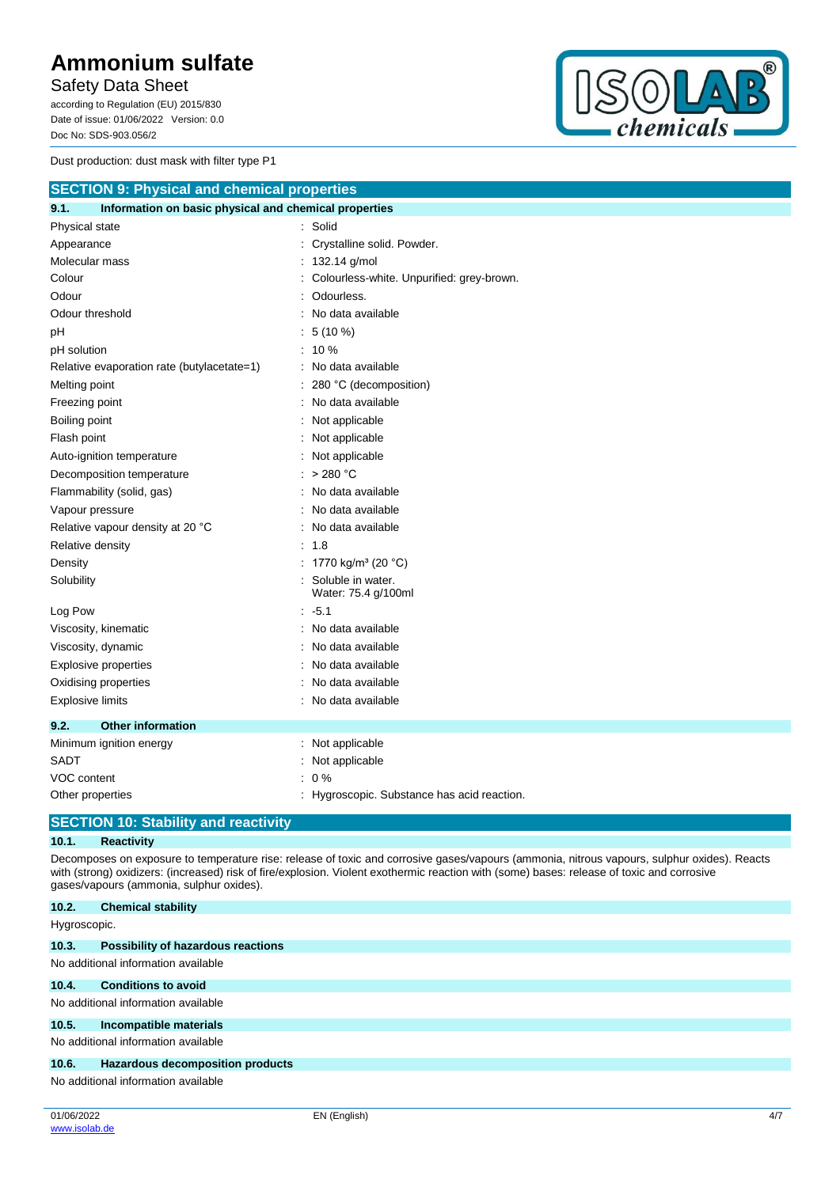Dust production: dust mask with filter type P1

## SECTION 9: Physical and chemical properties

### 9.1. Information on basic physical and chemical properties

| Property | Value |
|---|---|
| Physical state | : Solid |
| Appearance | : Crystalline solid. Powder. |
| Molecular mass | : 132.14 g/mol |
| Colour | : Colourless-white. Unpurified: grey-brown. |
| Odour | : Odourless. |
| Odour threshold | : No data available |
| pH | : 5 (10 %) |
| pH solution | : 10 % |
| Relative evaporation rate (butylacetate=1) | : No data available |
| Melting point | : 280 °C (decomposition) |
| Freezing point | : No data available |
| Boiling point | : Not applicable |
| Flash point | : Not applicable |
| Auto-ignition temperature | : Not applicable |
| Decomposition temperature | : > 280 °C |
| Flammability (solid, gas) | : No data available |
| Vapour pressure | : No data available |
| Relative vapour density at 20 °C | : No data available |
| Relative density | : 1.8 |
| Density | : 1770 kg/m³ (20 °C) |
| Solubility | : Soluble in water. Water: 75.4 g/100ml |
| Log Pow | : -5.1 |
| Viscosity, kinematic | : No data available |
| Viscosity, dynamic | : No data available |
| Explosive properties | : No data available |
| Oxidising properties | : No data available |
| Explosive limits | : No data available |

### 9.2. Other information

| Property | Value |
|---|---|
| Minimum ignition energy | : Not applicable |
| SADT | : Not applicable |
| VOC content | : 0 % |
| Other properties | : Hygroscopic. Substance has acid reaction. |

## SECTION 10: Stability and reactivity

### 10.1. Reactivity

Decomposes on exposure to temperature rise: release of toxic and corrosive gases/vapours (ammonia, nitrous vapours, sulphur oxides). Reacts with (strong) oxidizers: (increased) risk of fire/explosion. Violent exothermic reaction with (some) bases: release of toxic and corrosive gases/vapours (ammonia, sulphur oxides).

### 10.2. Chemical stability

Hygroscopic.

### 10.3. Possibility of hazardous reactions

No additional information available

### 10.4. Conditions to avoid

No additional information available

### 10.5. Incompatible materials

No additional information available

### 10.6. Hazardous decomposition products

No additional information available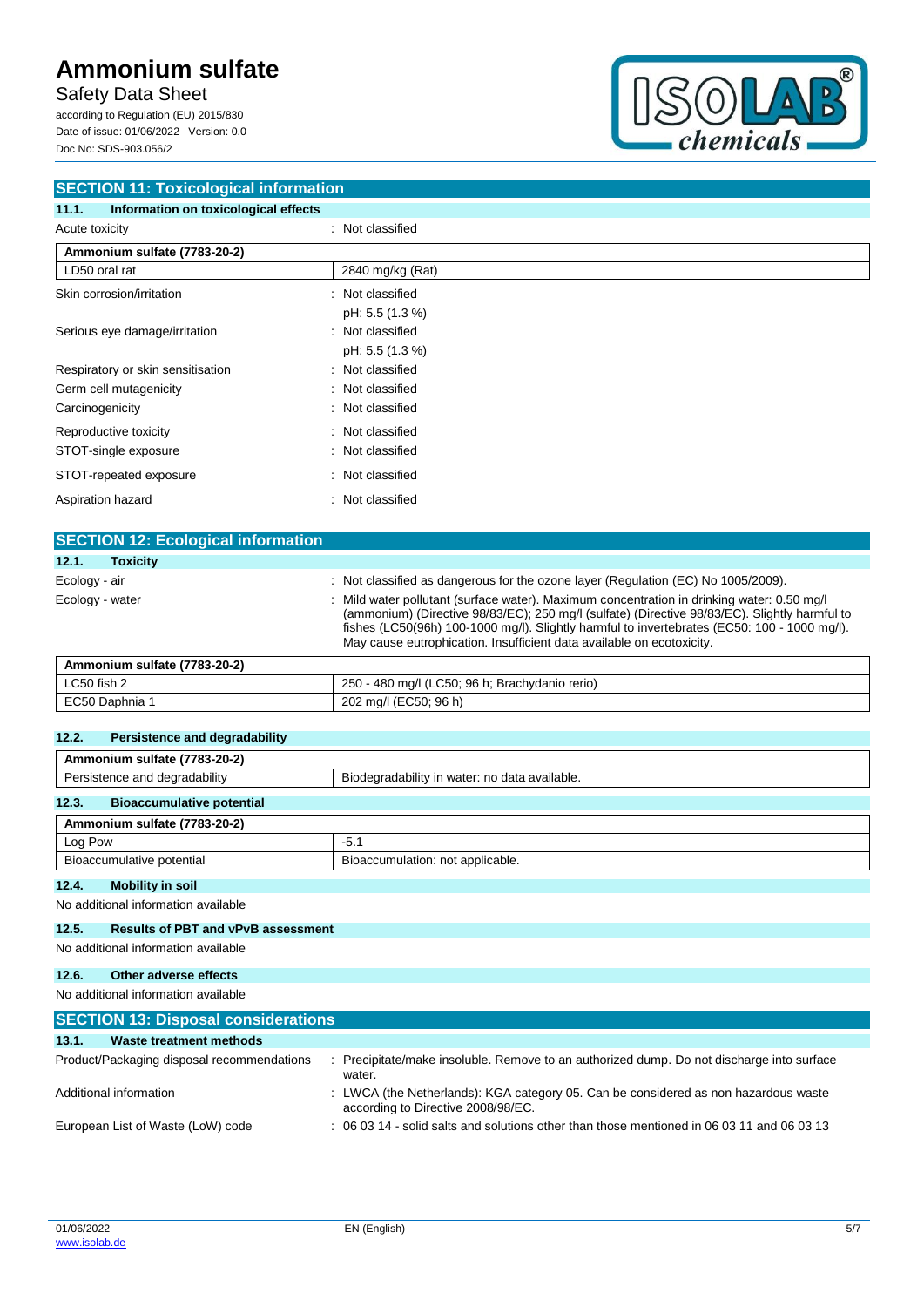## SECTION 11: Toxicological information

### 11.1. Information on toxicological effects

Acute toxicity : Not classified

| Ammonium sulfate (7783-20-2) | |
|---|---|
| LD50 oral rat | 2840 mg/kg (Rat) |

Skin corrosion/irritation : Not classified
pH: 5.5 (1.3 %)

Serious eye damage/irritation : Not classified
pH: 5.5 (1.3 %)

Respiratory or skin sensitisation : Not classified

Germ cell mutagenicity : Not classified

Carcinogenicity : Not classified

Reproductive toxicity : Not classified

STOT-single exposure : Not classified

STOT-repeated exposure : Not classified

Aspiration hazard : Not classified

## SECTION 12: Ecological information

### 12.1. Toxicity

Ecology - air : Not classified as dangerous for the ozone layer (Regulation (EC) No 1005/2009).

Ecology - water : Mild water pollutant (surface water). Maximum concentration in drinking water: 0.50 mg/l (ammonium) (Directive 98/83/EC); 250 mg/l (sulfate) (Directive 98/83/EC). Slightly harmful to fishes (LC50(96h) 100-1000 mg/l). Slightly harmful to invertebrates (EC50: 100 - 1000 mg/l). May cause eutrophication. Insufficient data available on ecotoxicity.

| Ammonium sulfate (7783-20-2) | |
|---|---|
| LC50 fish 2 | 250 - 480 mg/l (LC50; 96 h; Brachydanio rerio) |
| EC50 Daphnia 1 | 202 mg/l (EC50; 96 h) |

### 12.2. Persistence and degradability

| Ammonium sulfate (7783-20-2) | |
|---|---|
| Persistence and degradability | Biodegradability in water: no data available. |

### 12.3. Bioaccumulative potential

| Ammonium sulfate (7783-20-2) | |
|---|---|
| Log Pow | -5.1 |
| Bioaccumulative potential | Bioaccumulation: not applicable. |

### 12.4. Mobility in soil

No additional information available

### 12.5. Results of PBT and vPvB assessment

No additional information available

### 12.6. Other adverse effects

No additional information available

## SECTION 13: Disposal considerations

### 13.1. Waste treatment methods

Product/Packaging disposal recommendations : Precipitate/make insoluble. Remove to an authorized dump. Do not discharge into surface water.

Additional information : LWCA (the Netherlands): KGA category 05. Can be considered as non hazardous waste according to Directive 2008/98/EC.

European List of Waste (LoW) code : 06 03 14 - solid salts and solutions other than those mentioned in 06 03 11 and 06 03 13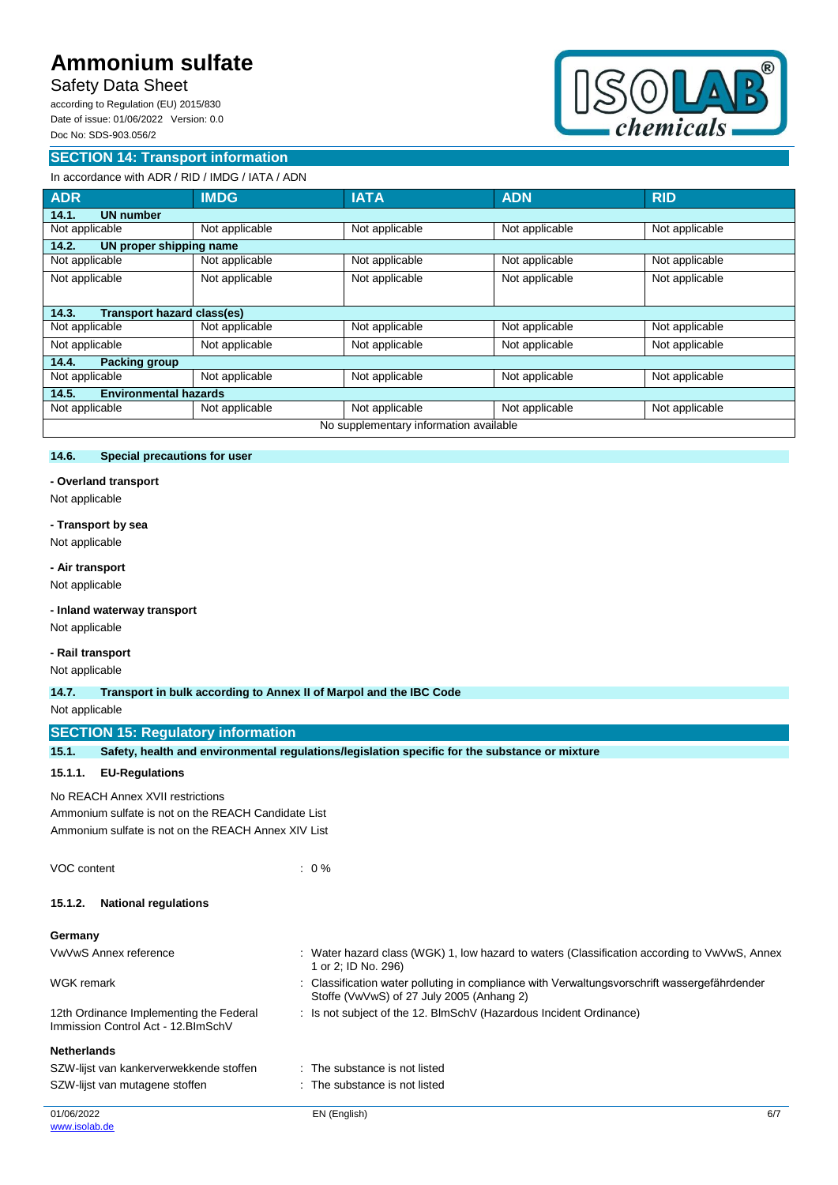## SECTION 14: Transport information

In accordance with ADR / RID / IMDG / IATA / ADN

| ADR | IMDG | IATA | ADN | RID |
|---|---|---|---|---|
| **14.1. UN number** | | | | |
| Not applicable | Not applicable | Not applicable | Not applicable | Not applicable |
| **14.2. UN proper shipping name** | | | | |
| Not applicable | Not applicable | Not applicable | Not applicable | Not applicable |
| Not applicable | Not applicable | Not applicable | Not applicable | Not applicable |
| **14.3. Transport hazard class(es)** | | | | |
| Not applicable | Not applicable | Not applicable | Not applicable | Not applicable |
| Not applicable | Not applicable | Not applicable | Not applicable | Not applicable |
| **14.4. Packing group** | | | | |
| Not applicable | Not applicable | Not applicable | Not applicable | Not applicable |
| **14.5. Environmental hazards** | | | | |
| Not applicable | Not applicable | Not applicable | Not applicable | Not applicable |
| No supplementary information available | | | | |

### 14.6. Special precautions for user

**- Overland transport**

Not applicable

**- Transport by sea**

Not applicable

**- Air transport**

Not applicable

**- Inland waterway transport**

Not applicable

**- Rail transport**

Not applicable

### 14.7. Transport in bulk according to Annex II of Marpol and the IBC Code

Not applicable

## SECTION 15: Regulatory information

### 15.1. Safety, health and environmental regulations/legislation specific for the substance or mixture

#### 15.1.1. EU-Regulations

No REACH Annex XVII restrictions
Ammonium sulfate is not on the REACH Candidate List
Ammonium sulfate is not on the REACH Annex XIV List

VOC content : 0 %

#### 15.1.2. National regulations

**Germany**

VwVwS Annex reference : Water hazard class (WGK) 1, low hazard to waters (Classification according to VwVwS, Annex 1 or 2; ID No. 296)

WGK remark : Classification water polluting in compliance with Verwaltungsvorschrift wassergefährdender Stoffe (VwVwS) of 27 July 2005 (Anhang 2)

12th Ordinance Implementing the Federal Immission Control Act - 12.BImSchV : Is not subject of the 12. BlmSchV (Hazardous Incident Ordinance)

**Netherlands**

SZW-lijst van kankerverwekkende stoffen : The substance is not listed

SZW-lijst van mutagene stoffen : The substance is not listed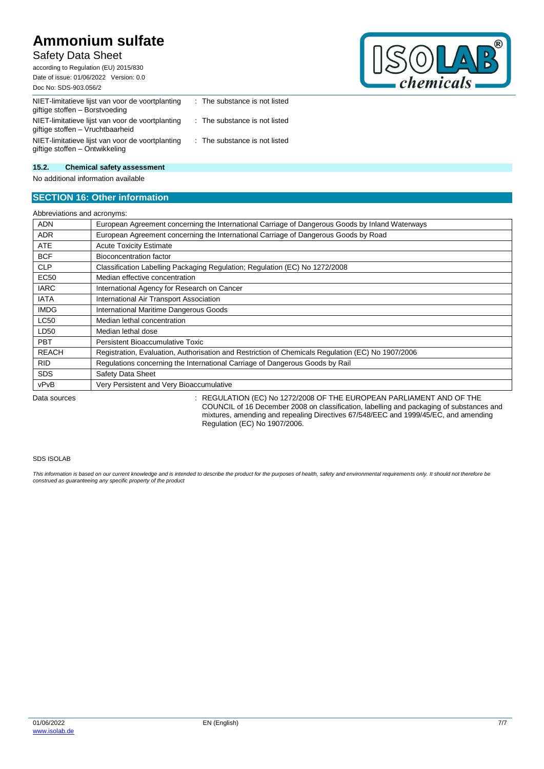| | |
|---|---|
| NIET-limitatieve lijst van voor de voortplanting giftige stoffen – Borstvoeding | : The substance is not listed |
| NIET-limitatieve lijst van voor de voortplanting giftige stoffen – Vruchtbaarheid | : The substance is not listed |
| NIET-limitatieve lijst van voor de voortplanting giftige stoffen – Ontwikkeling | : The substance is not listed |

### 15.2. Chemical safety assessment

No additional information available

## SECTION 16: Other information

Abbreviations and acronyms:

| | |
|---|---|
| ADN | European Agreement concerning the International Carriage of Dangerous Goods by Inland Waterways |
| ADR | European Agreement concerning the International Carriage of Dangerous Goods by Road |
| ATE | Acute Toxicity Estimate |
| BCF | Bioconcentration factor |
| CLP | Classification Labelling Packaging Regulation; Regulation (EC) No 1272/2008 |
| EC50 | Median effective concentration |
| IARC | International Agency for Research on Cancer |
| IATA | International Air Transport Association |
| IMDG | International Maritime Dangerous Goods |
| LC50 | Median lethal concentration |
| LD50 | Median lethal dose |
| PBT | Persistent Bioaccumulative Toxic |
| REACH | Registration, Evaluation, Authorisation and Restriction of Chemicals Regulation (EC) No 1907/2006 |
| RID | Regulations concerning the International Carriage of Dangerous Goods by Rail |
| SDS | Safety Data Sheet |
| vPvB | Very Persistent and Very Bioaccumulative |

Data sources : REGULATION (EC) No 1272/2008 OF THE EUROPEAN PARLIAMENT AND OF THE COUNCIL of 16 December 2008 on classification, labelling and packaging of substances and mixtures, amending and repealing Directives 67/548/EEC and 1999/45/EC, and amending Regulation (EC) No 1907/2006.

SDS ISOLAB

*This information is based on our current knowledge and is intended to describe the product for the purposes of health, safety and environmental requirements only. It should not therefore be construed as guaranteeing any specific property of the product*